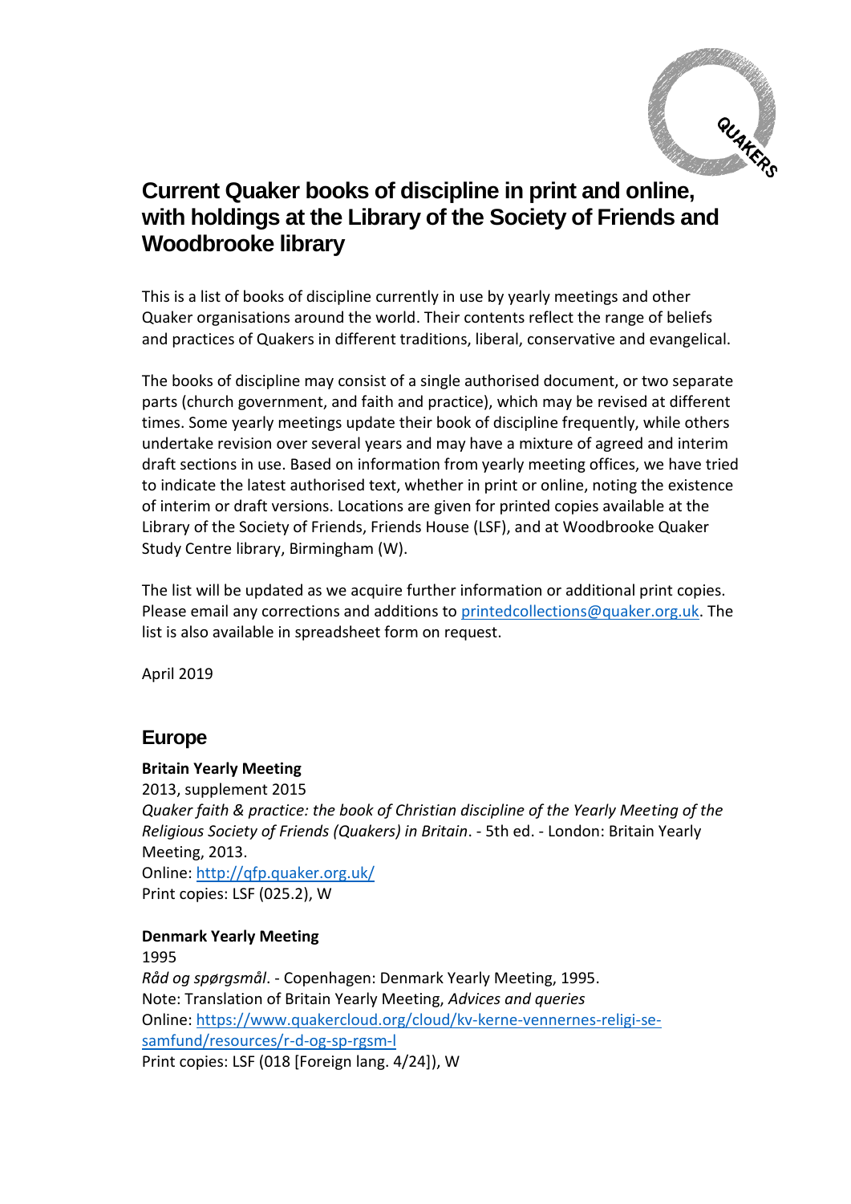# Current Quaker books of discipline in print and online, with holdings at the Library of the Society of Friends and Woodbrooke library

This is a list of books of discipline currently in use by yearly meetings and other Quaker organisations around the world. Their contents reflect the range of beliefs and practices of Quakers in different traditions, liberal, conservative and evangelical.

The books of discipline may consist of a single authorised document, or two separate parts (church government, and faith and practice), which may be revised at different times. Some yearly meetings update their book of discipline frequently, while others undertake revision over several years and may have a mixture of agreed and interim draft sections in use. Based on information from yearly meeting offices, we have tried to indicate the latest authorised text, whether in print or online, noting the existence of interim or draft versions. Locations are given for printed copies available at the Library of the Society of Friends, Friends House (LSF), and at Woodbrooke Quaker Study Centre library, Birmingham (W).

The list will be updated as we acquire further information or additional print copies. Please email any corrections and additions to printedcollections@quaker.org.uk. The list is also available in spreadsheet form on request.

April 2019

## Europe

**Britain Yearly Meeting**
2013, supplement 2015
*Quaker faith & practice: the book of Christian discipline of the Yearly Meeting of the Religious Society of Friends (Quakers) in Britain*. - 5th ed. - London: Britain Yearly Meeting, 2013.
Online: http://qfp.quaker.org.uk/
Print copies: LSF (025.2), W

**Denmark Yearly Meeting**
1995
*Råd og spørgsmål*. - Copenhagen: Denmark Yearly Meeting, 1995.
Note: Translation of Britain Yearly Meeting, *Advices and queries*
Online: https://www.quakercloud.org/cloud/kv-kerne-vennernes-religi-se-samfund/resources/r-d-og-sp-rgsm-l
Print copies: LSF (018 [Foreign lang. 4/24]), W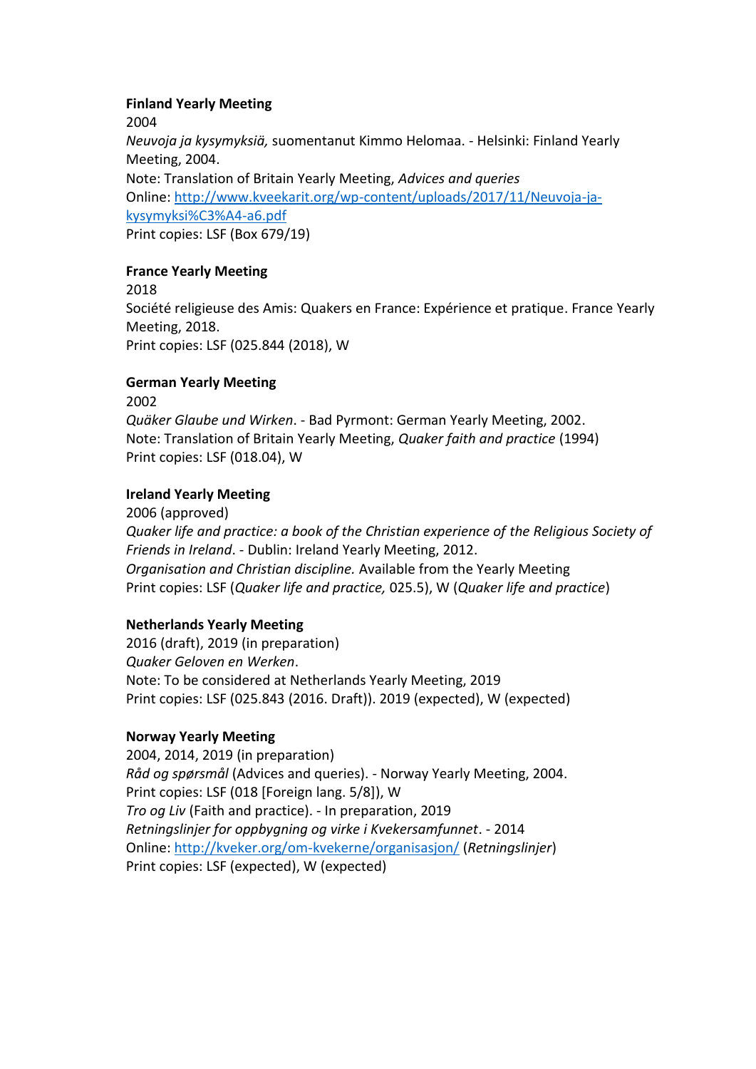**Finland Yearly Meeting**
2004
*Neuvoja ja kysymyksiä,* suomentanut Kimmo Helomaa. - Helsinki: Finland Yearly Meeting, 2004.
Note: Translation of Britain Yearly Meeting, *Advices and queries*
Online: [http://www.kveekarit.org/wp-content/uploads/2017/11/Neuvoja-ja-kysymyksi%C3%A4-a6.pdf](http://www.kveekarit.org/wp-content/uploads/2017/11/Neuvoja-ja-kysymyksi%C3%A4-a6.pdf)
Print copies: LSF (Box 679/19)

**France Yearly Meeting**
2018
Société religieuse des Amis: Quakers en France: Expérience et pratique. France Yearly Meeting, 2018.
Print copies: LSF (025.844 (2018), W

**German Yearly Meeting**
2002
*Quäker Glaube und Wirken*. - Bad Pyrmont: German Yearly Meeting, 2002.
Note: Translation of Britain Yearly Meeting, *Quaker faith and practice* (1994)
Print copies: LSF (018.04), W

**Ireland Yearly Meeting**
2006 (approved)
*Quaker life and practice: a book of the Christian experience of the Religious Society of Friends in Ireland*. - Dublin: Ireland Yearly Meeting, 2012.
*Organisation and Christian discipline.* Available from the Yearly Meeting
Print copies: LSF (*Quaker life and practice,* 025.5), W (*Quaker life and practice*)

**Netherlands Yearly Meeting**
2016 (draft), 2019 (in preparation)
*Quaker Geloven en Werken*.
Note: To be considered at Netherlands Yearly Meeting, 2019
Print copies: LSF (025.843 (2016. Draft)). 2019 (expected), W (expected)

**Norway Yearly Meeting**
2004, 2014, 2019 (in preparation)
*Råd og spørsmål* (Advices and queries). - Norway Yearly Meeting, 2004.
Print copies: LSF (018 [Foreign lang. 5/8]), W
*Tro og Liv* (Faith and practice). - In preparation, 2019
*Retningslinjer for oppbygning og virke i Kvekersamfunnet*. - 2014
Online: [http://kveker.org/om-kvekerne/organisasjon/](http://kveker.org/om-kvekerne/organisasjon/) (*Retningslinjer*)
Print copies: LSF (expected), W (expected)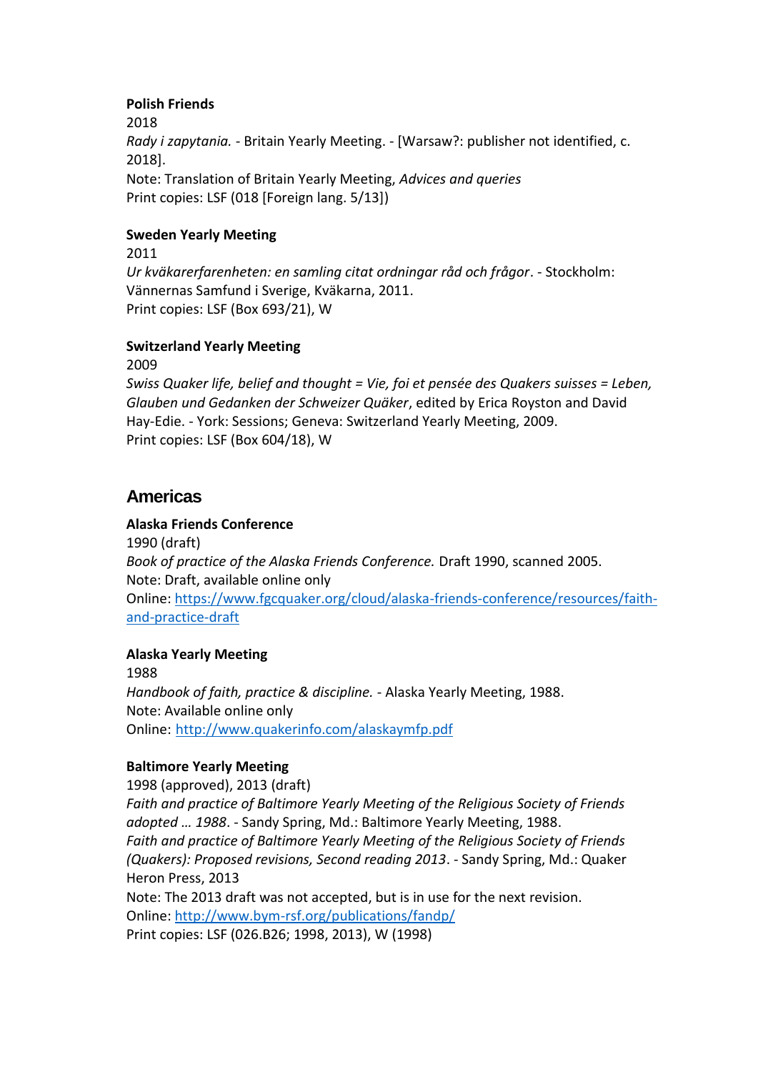**Polish Friends**
2018
*Rady i zapytania.* - Britain Yearly Meeting. - [Warsaw?: publisher not identified, c. 2018].
Note: Translation of Britain Yearly Meeting, *Advices and queries*
Print copies: LSF (018 [Foreign lang. 5/13])

**Sweden Yearly Meeting**
2011
*Ur kväkarerfarenheten: en samling citat ordningar råd och frågor*. - Stockholm: Vännernas Samfund i Sverige, Kväkarna, 2011.
Print copies: LSF (Box 693/21), W

**Switzerland Yearly Meeting**
2009
*Swiss Quaker life, belief and thought = Vie, foi et pensée des Quakers suisses = Leben, Glauben und Gedanken der Schweizer Qüäker*, edited by Erica Royston and David Hay-Edie. - York: Sessions; Geneva: Switzerland Yearly Meeting, 2009.
Print copies: LSF (Box 604/18), W

## Americas

**Alaska Friends Conference**
1990 (draft)
*Book of practice of the Alaska Friends Conference.* Draft 1990, scanned 2005.
Note: Draft, available online only
Online: https://www.fgcquaker.org/cloud/alaska-friends-conference/resources/faith-and-practice-draft

**Alaska Yearly Meeting**
1988
*Handbook of faith, practice & discipline.* - Alaska Yearly Meeting, 1988.
Note: Available online only
Online: http://www.quakerinfo.com/alaskaymfp.pdf

**Baltimore Yearly Meeting**
1998 (approved), 2013 (draft)
*Faith and practice of Baltimore Yearly Meeting of the Religious Society of Friends adopted … 1988*. - Sandy Spring, Md.: Baltimore Yearly Meeting, 1988.
*Faith and practice of Baltimore Yearly Meeting of the Religious Society of Friends (Quakers): Proposed revisions, Second reading 2013*. - Sandy Spring, Md.: Quaker Heron Press, 2013
Note: The 2013 draft was not accepted, but is in use for the next revision.
Online: http://www.bym-rsf.org/publications/fandp/
Print copies: LSF (026.B26; 1998, 2013), W (1998)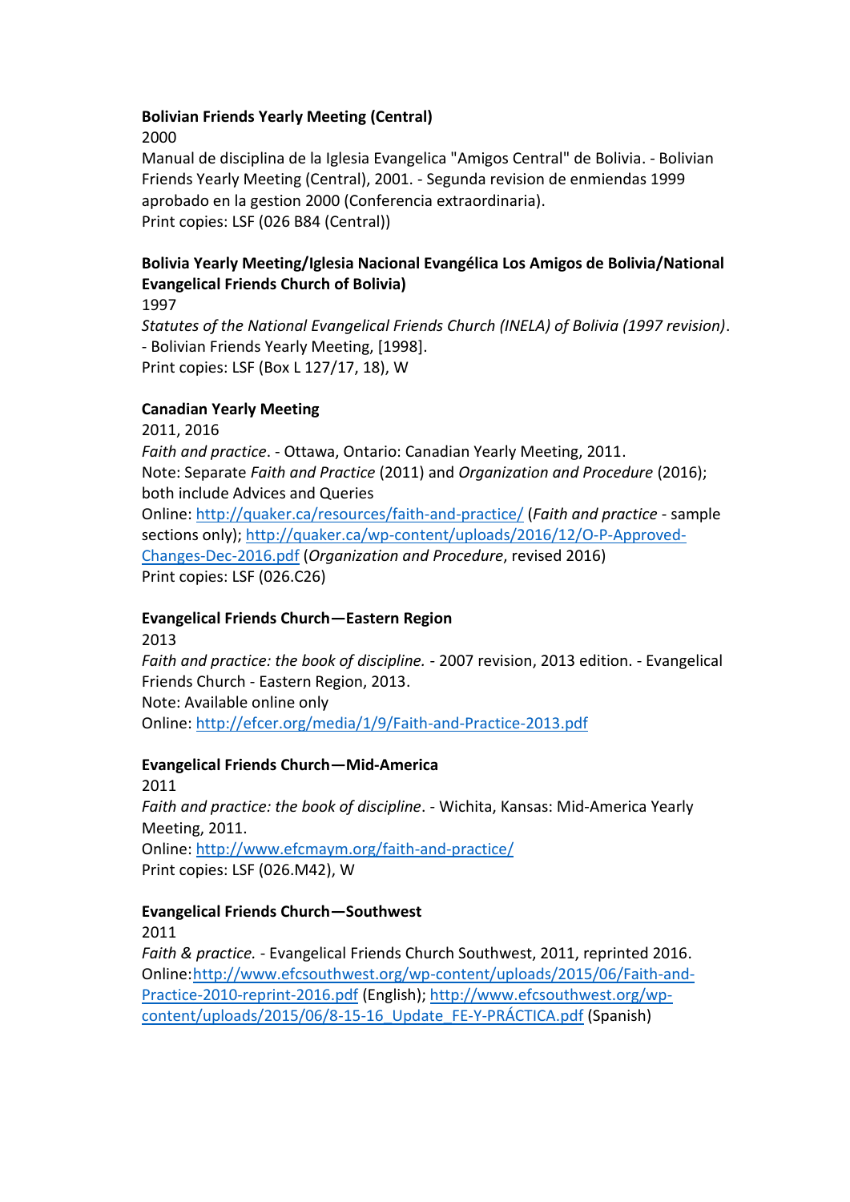**Bolivian Friends Yearly Meeting (Central)**
2000
Manual de disciplina de la Iglesia Evangelica "Amigos Central" de Bolivia. - Bolivian Friends Yearly Meeting (Central), 2001. - Segunda revision de enmiendas 1999 aprobado en la gestion 2000 (Conferencia extraordinaria).
Print copies: LSF (026 B84 (Central))

**Bolivia Yearly Meeting/Iglesia Nacional Evangélica Los Amigos de Bolivia/National Evangelical Friends Church of Bolivia)**
1997
*Statutes of the National Evangelical Friends Church (INELA) of Bolivia (1997 revision)*. - Bolivian Friends Yearly Meeting, [1998].
Print copies: LSF (Box L 127/17, 18), W

**Canadian Yearly Meeting**
2011, 2016
*Faith and practice*. - Ottawa, Ontario: Canadian Yearly Meeting, 2011.
Note: Separate *Faith and Practice* (2011) and *Organization and Procedure* (2016); both include Advices and Queries
Online: http://quaker.ca/resources/faith-and-practice/ (*Faith and practice* - sample sections only); http://quaker.ca/wp-content/uploads/2016/12/O-P-Approved-Changes-Dec-2016.pdf (*Organization and Procedure*, revised 2016)
Print copies: LSF (026.C26)

**Evangelical Friends Church—Eastern Region**
2013
*Faith and practice: the book of discipline.* - 2007 revision, 2013 edition. - Evangelical Friends Church - Eastern Region, 2013.
Note: Available online only
Online: http://efcer.org/media/1/9/Faith-and-Practice-2013.pdf

**Evangelical Friends Church—Mid-America**
2011
*Faith and practice: the book of discipline*. - Wichita, Kansas: Mid-America Yearly Meeting, 2011.
Online: http://www.efcmaym.org/faith-and-practice/
Print copies: LSF (026.M42), W

**Evangelical Friends Church—Southwest**
2011
*Faith & practice.* - Evangelical Friends Church Southwest, 2011, reprinted 2016.
Online:http://www.efcsouthwest.org/wp-content/uploads/2015/06/Faith-and-Practice-2010-reprint-2016.pdf (English); http://www.efcsouthwest.org/wp-content/uploads/2015/06/8-15-16_Update_FE-Y-PRÁCTICA.pdf (Spanish)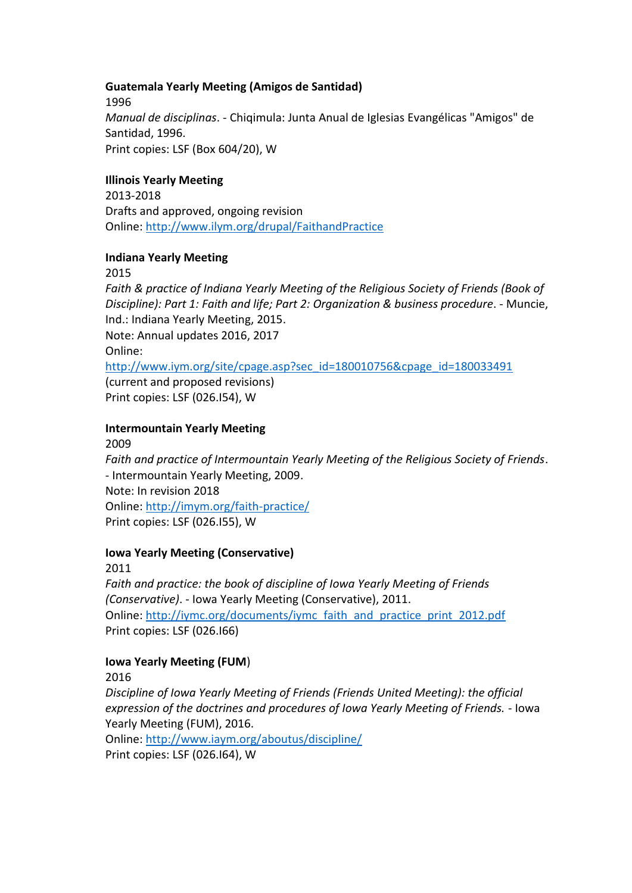**Guatemala Yearly Meeting (Amigos de Santidad)**
1996
*Manual de disciplinas*. - Chiqimula: Junta Anual de Iglesias Evangélicas "Amigos" de Santidad, 1996.
Print copies: LSF (Box 604/20), W

**Illinois Yearly Meeting**
2013-2018
Drafts and approved, ongoing revision
Online: http://www.ilym.org/drupal/FaithandPractice

**Indiana Yearly Meeting**
2015
*Faith & practice of Indiana Yearly Meeting of the Religious Society of Friends (Book of Discipline): Part 1: Faith and life; Part 2: Organization & business procedure*. - Muncie, Ind.: Indiana Yearly Meeting, 2015.
Note: Annual updates 2016, 2017
Online:
http://www.iym.org/site/cpage.asp?sec_id=180010756&cpage_id=180033491
(current and proposed revisions)
Print copies: LSF (026.I54), W

**Intermountain Yearly Meeting**
2009
*Faith and practice of Intermountain Yearly Meeting of the Religious Society of Friends*. - Intermountain Yearly Meeting, 2009.
Note: In revision 2018
Online: http://imym.org/faith-practice/
Print copies: LSF (026.I55), W

**Iowa Yearly Meeting (Conservative)**
2011
*Faith and practice: the book of discipline of Iowa Yearly Meeting of Friends (Conservative)*. - Iowa Yearly Meeting (Conservative), 2011.
Online: http://iymc.org/documents/iymc_faith_and_practice_print_2012.pdf
Print copies: LSF (026.I66)

**Iowa Yearly Meeting (FUM)**
2016
*Discipline of Iowa Yearly Meeting of Friends (Friends United Meeting): the official expression of the doctrines and procedures of Iowa Yearly Meeting of Friends.* - Iowa Yearly Meeting (FUM), 2016.
Online: http://www.iaym.org/aboutus/discipline/
Print copies: LSF (026.I64), W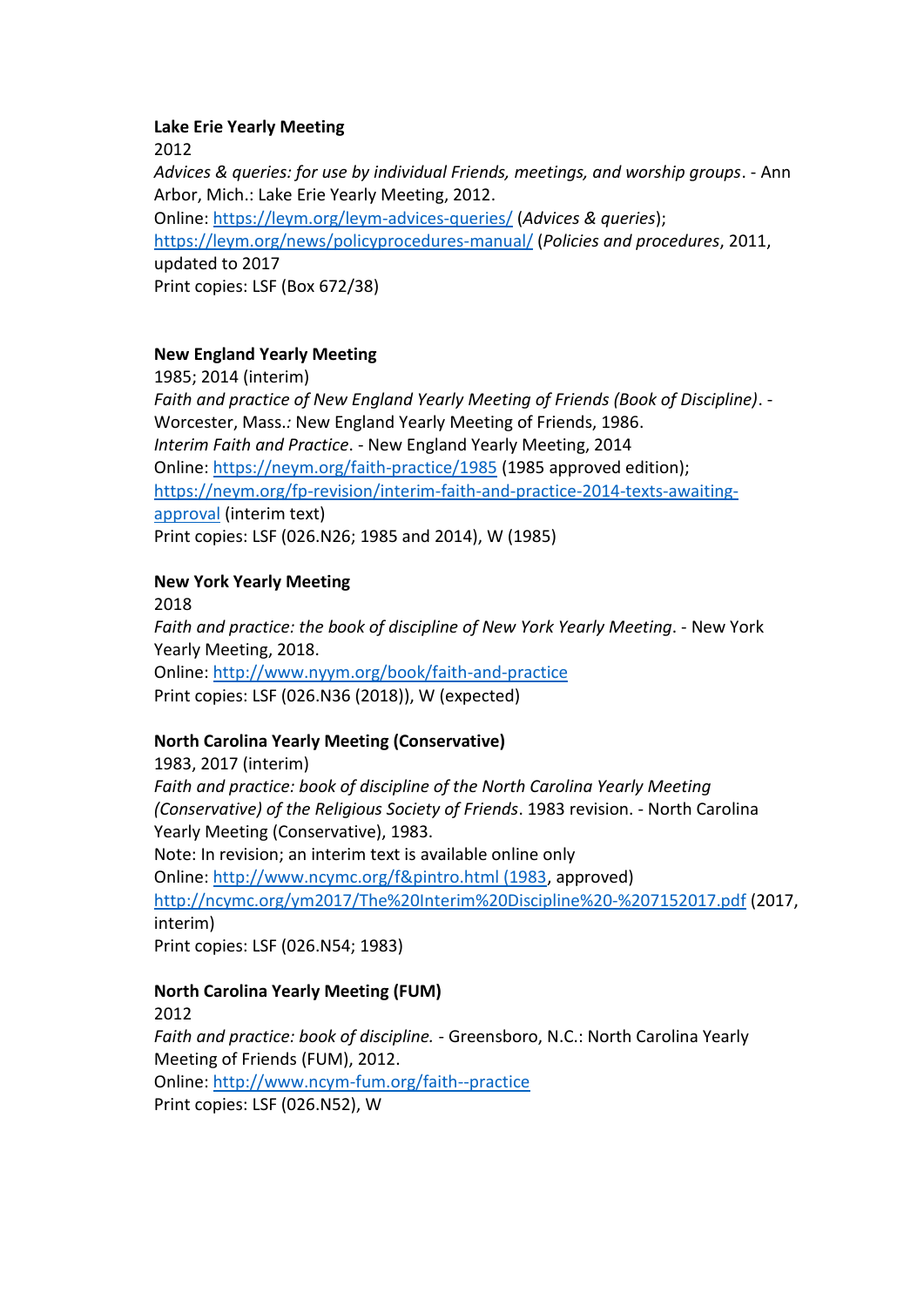**Lake Erie Yearly Meeting**
2012
*Advices & queries: for use by individual Friends, meetings, and worship groups*. - Ann Arbor, Mich.: Lake Erie Yearly Meeting, 2012.
Online: [https://leym.org/leym-advices-queries/](https://leym.org/leym-advices-queries/) (*Advices & queries*); [https://leym.org/news/policyprocedures-manual/](https://leym.org/news/policyprocedures-manual/) (*Policies and procedures*, 2011, updated to 2017
Print copies: LSF (Box 672/38)

**New England Yearly Meeting**
1985; 2014 (interim)
*Faith and practice of New England Yearly Meeting of Friends (Book of Discipline)*. - Worcester, Mass.: New England Yearly Meeting of Friends, 1986.
*Interim Faith and Practice*. - New England Yearly Meeting, 2014
Online: [https://neym.org/faith-practice/1985](https://neym.org/faith-practice/1985) (1985 approved edition); [https://neym.org/fp-revision/interim-faith-and-practice-2014-texts-awaiting-approval](https://neym.org/fp-revision/interim-faith-and-practice-2014-texts-awaiting-approval) (interim text)
Print copies: LSF (026.N26; 1985 and 2014), W (1985)

**New York Yearly Meeting**
2018
*Faith and practice: the book of discipline of New York Yearly Meeting*. - New York Yearly Meeting, 2018.
Online: [http://www.nyym.org/book/faith-and-practice](http://www.nyym.org/book/faith-and-practice)
Print copies: LSF (026.N36 (2018)), W (expected)

**North Carolina Yearly Meeting (Conservative)**
1983, 2017 (interim)
*Faith and practice: book of discipline of the North Carolina Yearly Meeting (Conservative) of the Religious Society of Friends*. 1983 revision. - North Carolina Yearly Meeting (Conservative), 1983.
Note: In revision; an interim text is available online only
Online: [http://www.ncymc.org/f&pintro.html (1983](http://www.ncymc.org/f&pintro.html), approved)
[http://ncymc.org/ym2017/The%20Interim%20Discipline%20-%207152017.pdf](http://ncymc.org/ym2017/The%20Interim%20Discipline%20-%207152017.pdf) (2017, interim)
Print copies: LSF (026.N54; 1983)

**North Carolina Yearly Meeting (FUM)**
2012
*Faith and practice: book of discipline.* - Greensboro, N.C.: North Carolina Yearly Meeting of Friends (FUM), 2012.
Online: [http://www.ncym-fum.org/faith--practice](http://www.ncym-fum.org/faith--practice)
Print copies: LSF (026.N52), W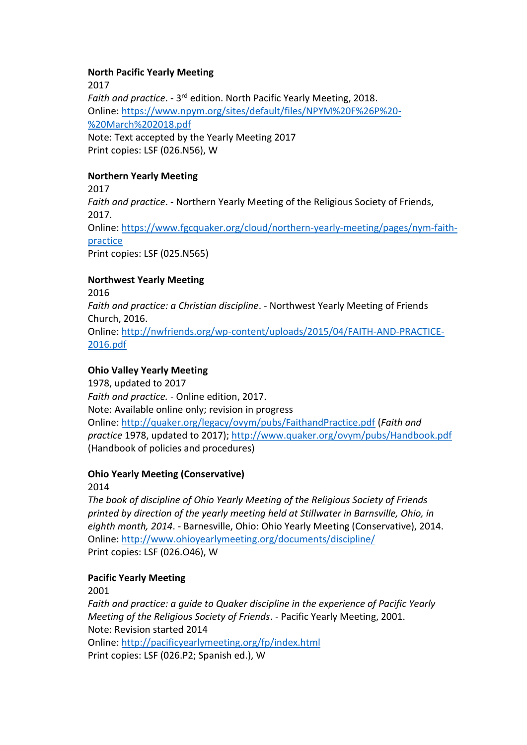**North Pacific Yearly Meeting**
2017
*Faith and practice*. - 3rd edition. North Pacific Yearly Meeting, 2018.
Online: [https://www.npym.org/sites/default/files/NPYM%20F%26P%20-%20March%202018.pdf](https://www.npym.org/sites/default/files/NPYM%20F%26P%20-%20March%202018.pdf)
Note: Text accepted by the Yearly Meeting 2017
Print copies: LSF (026.N56), W

**Northern Yearly Meeting**
2017
*Faith and practice*. - Northern Yearly Meeting of the Religious Society of Friends, 2017.
Online: [https://www.fgcquaker.org/cloud/northern-yearly-meeting/pages/nym-faith-practice](https://www.fgcquaker.org/cloud/northern-yearly-meeting/pages/nym-faith-practice)
Print copies: LSF (025.N565)

**Northwest Yearly Meeting**
2016
*Faith and practice: a Christian discipline*. - Northwest Yearly Meeting of Friends Church, 2016.
Online: [http://nwfriends.org/wp-content/uploads/2015/04/FAITH-AND-PRACTICE-2016.pdf](http://nwfriends.org/wp-content/uploads/2015/04/FAITH-AND-PRACTICE-2016.pdf)

**Ohio Valley Yearly Meeting**
1978, updated to 2017
*Faith and practice.* - Online edition, 2017.
Note: Available online only; revision in progress
Online: [http://quaker.org/legacy/ovym/pubs/FaithandPractice.pdf](http://quaker.org/legacy/ovym/pubs/FaithandPractice.pdf) (*Faith and practice* 1978, updated to 2017); [http://www.quaker.org/ovym/pubs/Handbook.pdf](http://www.quaker.org/ovym/pubs/Handbook.pdf) (Handbook of policies and procedures)

**Ohio Yearly Meeting (Conservative)**
2014
*The book of discipline of Ohio Yearly Meeting of the Religious Society of Friends printed by direction of the yearly meeting held at Stillwater in Barnsville, Ohio, in eighth month, 2014*. - Barnesville, Ohio: Ohio Yearly Meeting (Conservative), 2014.
Online: [http://www.ohioyearlymeeting.org/documents/discipline/](http://www.ohioyearlymeeting.org/documents/discipline/)
Print copies: LSF (026.O46), W

**Pacific Yearly Meeting**
2001
*Faith and practice: a guide to Quaker discipline in the experience of Pacific Yearly Meeting of the Religious Society of Friends*. - Pacific Yearly Meeting, 2001.
Note: Revision started 2014
Online: [http://pacificyearlymeeting.org/fp/index.html](http://pacificyearlymeeting.org/fp/index.html)
Print copies: LSF (026.P2; Spanish ed.), W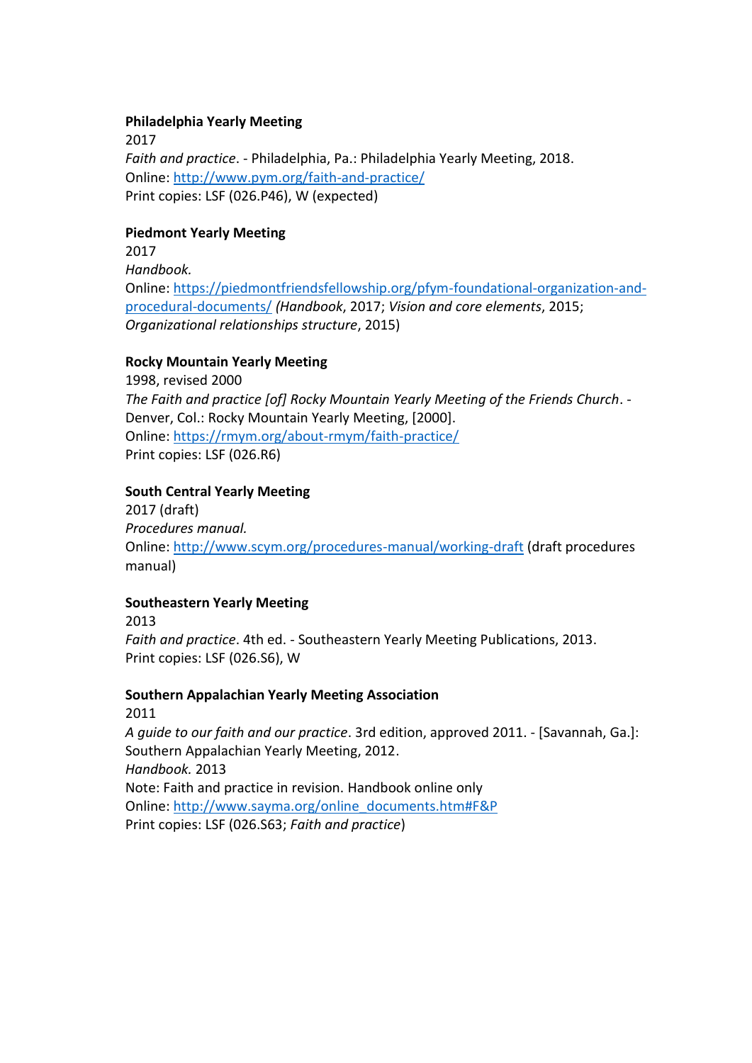**Philadelphia Yearly Meeting**
2017
*Faith and practice*. - Philadelphia, Pa.: Philadelphia Yearly Meeting, 2018.
Online: http://www.pym.org/faith-and-practice/
Print copies: LSF (026.P46), W (expected)

**Piedmont Yearly Meeting**
2017
*Handbook.*
Online: https://piedmontfriendsfellowship.org/pfym-foundational-organization-and-procedural-documents/ *(Handbook*, 2017; *Vision and core elements*, 2015; *Organizational relationships structure*, 2015)

**Rocky Mountain Yearly Meeting**
1998, revised 2000
*The Faith and practice [of] Rocky Mountain Yearly Meeting of the Friends Church*. - Denver, Col.: Rocky Mountain Yearly Meeting, [2000].
Online: https://rmym.org/about-rmym/faith-practice/
Print copies: LSF (026.R6)

**South Central Yearly Meeting**
2017 (draft)
*Procedures manual.*
Online: http://www.scym.org/procedures-manual/working-draft (draft procedures manual)

**Southeastern Yearly Meeting**
2013
*Faith and practice*. 4th ed. - Southeastern Yearly Meeting Publications, 2013.
Print copies: LSF (026.S6), W

**Southern Appalachian Yearly Meeting Association**
2011
*A guide to our faith and our practice*. 3rd edition, approved 2011. - [Savannah, Ga.]: Southern Appalachian Yearly Meeting, 2012.
*Handbook.* 2013
Note: Faith and practice in revision. Handbook online only
Online: http://www.sayma.org/online_documents.htm#F&P
Print copies: LSF (026.S63; *Faith and practice*)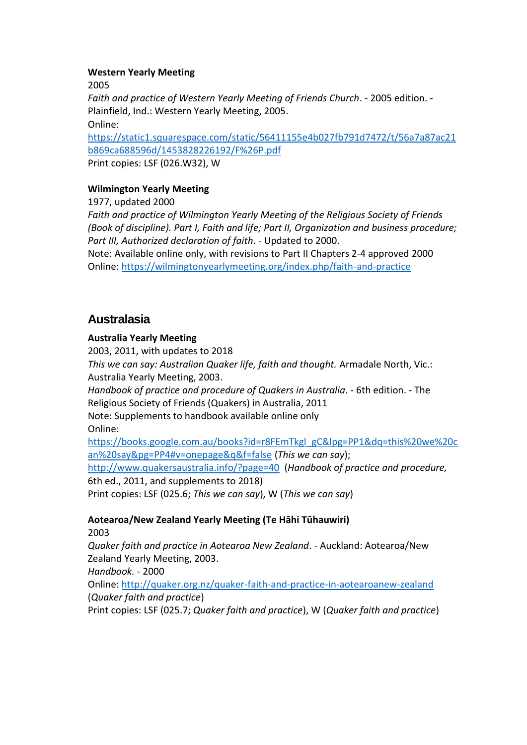**Western Yearly Meeting**

2005

*Faith and practice of Western Yearly Meeting of Friends Church*. - 2005 edition. - Plainfield, Ind.: Western Yearly Meeting, 2005.

Online:
https://static1.squarespace.com/static/56411155e4b027fb791d7472/t/56a7a87ac21b869ca688596d/1453828226192/F%26P.pdf

Print copies: LSF (026.W32), W

**Wilmington Yearly Meeting**

1977, updated 2000

*Faith and practice of Wilmington Yearly Meeting of the Religious Society of Friends (Book of discipline). Part I, Faith and life; Part II, Organization and business procedure; Part III, Authorized declaration of faith*. - Updated to 2000.

Note: Available online only, with revisions to Part II Chapters 2-4 approved 2000

Online: https://wilmingtonyearlymeeting.org/index.php/faith-and-practice

## Australasia

**Australia Yearly Meeting**

2003, 2011, with updates to 2018

*This we can say: Australian Quaker life, faith and thought.* Armadale North, Vic.: Australia Yearly Meeting, 2003.

*Handbook of practice and procedure of Quakers in Australia*. - 6th edition. - The Religious Society of Friends (Quakers) in Australia, 2011

Note: Supplements to handbook available online only

Online:
https://books.google.com.au/books?id=r8FEmTkgl_gC&lpg=PP1&dq=this%20we%20can%20say&pg=PP4#v=onepage&q&f=false (*This we can say*);
http://www.quakersaustralia.info/?page=40 (*Handbook of practice and procedure,* 6th ed., 2011, and supplements to 2018)

Print copies: LSF (025.6; *This we can say*), W (*This we can say*)

**Aotearoa/New Zealand Yearly Meeting (Te Hāhi Tūhauwiri)**

2003

*Quaker faith and practice in Aotearoa New Zealand*. - Auckland: Aotearoa/New Zealand Yearly Meeting, 2003.

*Handbook.* - 2000

Online: http://quaker.org.nz/quaker-faith-and-practice-in-aotearoanew-zealand (*Quaker faith and practice*)

Print copies: LSF (025.7; *Quaker faith and practice*), W (*Quaker faith and practice*)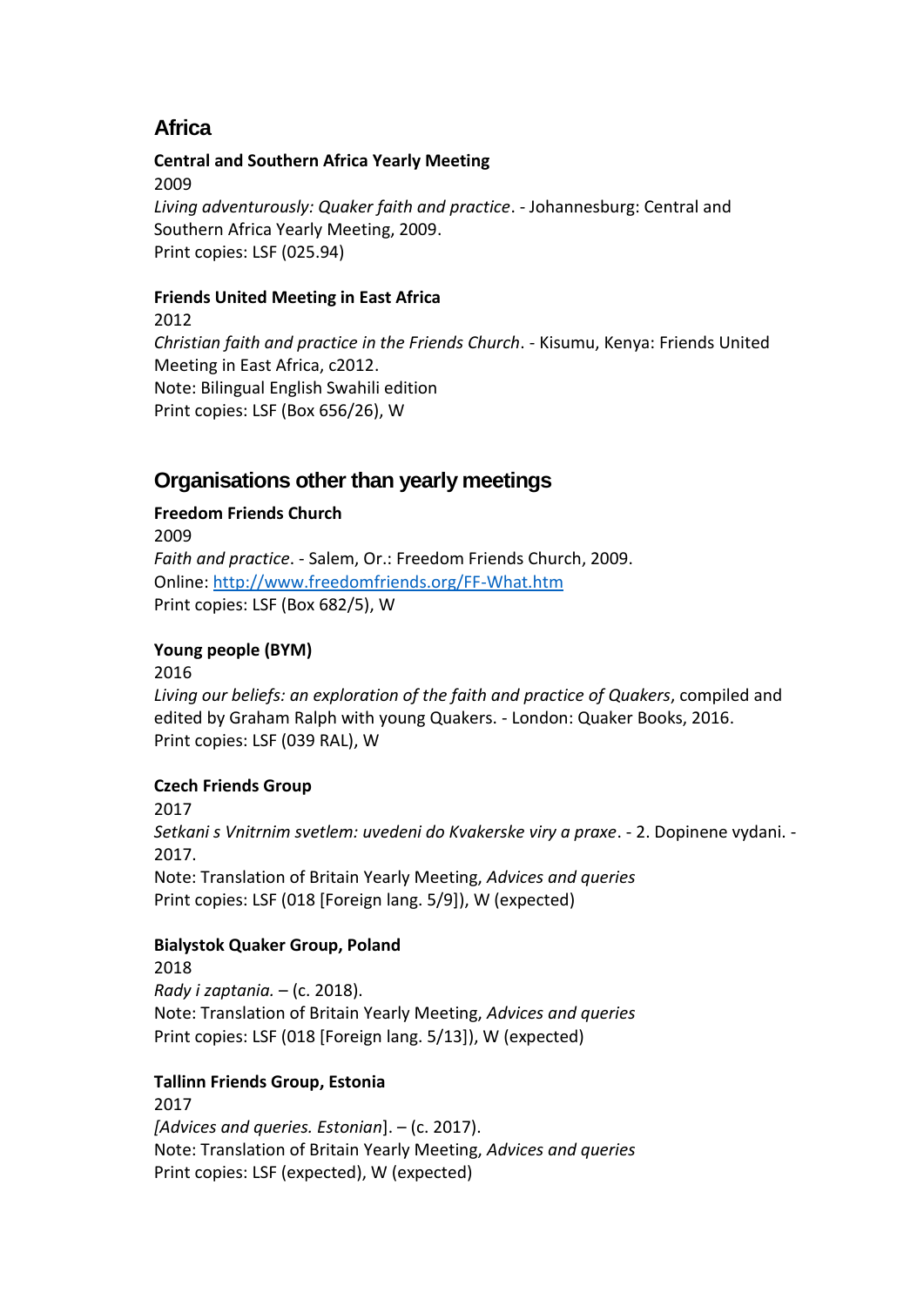## Africa

**Central and Southern Africa Yearly Meeting**

2009

*Living adventurously: Quaker faith and practice*. - Johannesburg: Central and Southern Africa Yearly Meeting, 2009.

Print copies: LSF (025.94)

**Friends United Meeting in East Africa**

2012

*Christian faith and practice in the Friends Church*. - Kisumu, Kenya: Friends United Meeting in East Africa, c2012.

Note: Bilingual English Swahili edition

Print copies: LSF (Box 656/26), W

## Organisations other than yearly meetings

**Freedom Friends Church**

2009

*Faith and practice*. - Salem, Or.: Freedom Friends Church, 2009.

Online: [http://www.freedomfriends.org/FF-What.htm](http://www.freedomfriends.org/FF-What.htm)

Print copies: LSF (Box 682/5), W

**Young people (BYM)**

2016

*Living our beliefs: an exploration of the faith and practice of Quakers*, compiled and edited by Graham Ralph with young Quakers. - London: Quaker Books, 2016.

Print copies: LSF (039 RAL), W

**Czech Friends Group**

2017

*Setkani s Vnitrnim svetlem: uvedeni do Kvakerske viry a praxe*. - 2. Dopinene vydani. - 2017.

Note: Translation of Britain Yearly Meeting, *Advices and queries*

Print copies: LSF (018 [Foreign lang. 5/9]), W (expected)

**Bialystok Quaker Group, Poland**

2018

*Rady i zaptania.* – (c. 2018).

Note: Translation of Britain Yearly Meeting, *Advices and queries*

Print copies: LSF (018 [Foreign lang. 5/13]), W (expected)

**Tallinn Friends Group, Estonia**

2017

*[Advices and queries. Estonian*]. – (c. 2017).

Note: Translation of Britain Yearly Meeting, *Advices and queries*

Print copies: LSF (expected), W (expected)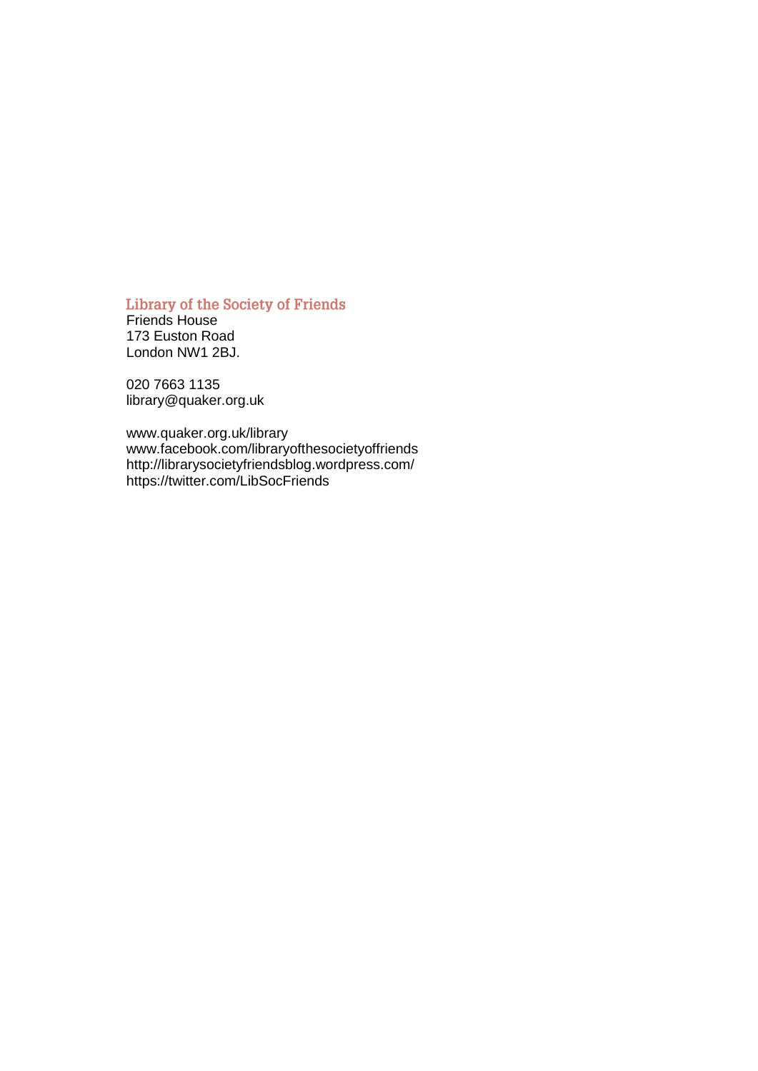**Library of the Society of Friends**
Friends House
173 Euston Road
London NW1 2BJ.

020 7663 1135
library@quaker.org.uk

www.quaker.org.uk/library
www.facebook.com/libraryofthesocietyoffriends
http://librarysocietyfriendsblog.wordpress.com/
https://twitter.com/LibSocFriends